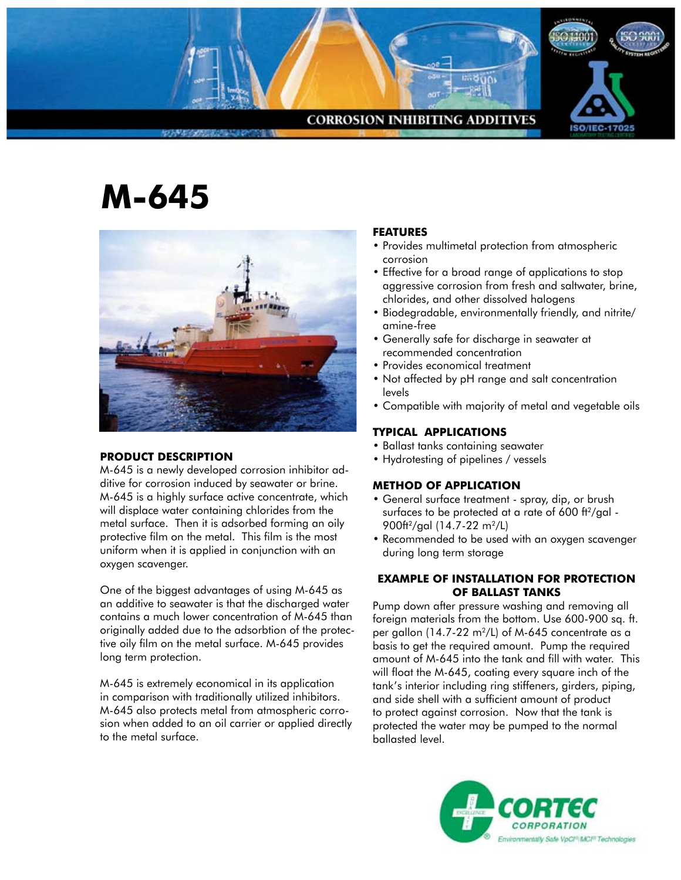CORROSION INHIBITING ADDITIVES

# M-645

## PRODUCT DESCRIPTION

M-645 is a newly developed corrosion inhibitor additive for corrosion induced by seawater or brine. M-645 is a highly surface active concentrate, which will displace water containing chlorides from the metal surface. Then it is adsorbed forming an oily protective film on the metal. This film is the most uniform when it is applied in conjunction with an oxygen scavenger.

One of the biggest advantages of using M-645 as an additive to seawater is that the discharged water contains a much lower concentration of M-645 than originally added due to the adsorbtion of the protective oily film on the metal surface. M-645 provides long term protection.

M-645 is extremely economical in its application in comparison with traditionally utilized inhibitors. M-645 also protects metal from atmospheric corrosion when added to an oil carrier or applied directly to the metal surface.

## FEATURES

- Provides multimetal protection from atmospheric corrosion
- Effective for a broad range of applications to stop aggressive corrosion from fresh and saltwater, brine, chlorides, and other dissolved halogens
- Biodegradable, environmentally friendly, and nitrite/amine-free
- Generally safe for discharge in seawater at recommended concentration
- Provides economical treatment
- Not affected by pH range and salt concentration levels
- Compatible with majority of metal and vegetable oils

## TYPICAL APPLICATIONS

- Ballast tanks containing seawater
- Hydrotesting of pipelines / vessels

## METHOD OF APPLICATION

- General surface treatment - spray, dip, or brush surfaces to be protected at a rate of 600 $ft^2$/gal - 900$ft^2$/gal (14.7-22 $m^2$/L)
- Recommended to be used with an oxygen scavenger during long term storage

## EXAMPLE OF INSTALLATION FOR PROTECTION OF BALLAST TANKS

Pump down after pressure washing and removing all foreign materials from the bottom. Use 600-900 sq. ft. per gallon (14.7-22 $m^2$/L) of M-645 concentrate as a basis to get the required amount. Pump the required amount of M-645 into the tank and fill with water. This will float the M-645, coating every square inch of the tank's interior including ring stiffeners, girders, piping, and side shell with a sufficient amount of product to protect against corrosion. Now that the tank is protected the water may be pumped to the normal ballasted level.

CORTEC CORPORATION
Environmentally Safe VpCI®/MCI® Technologies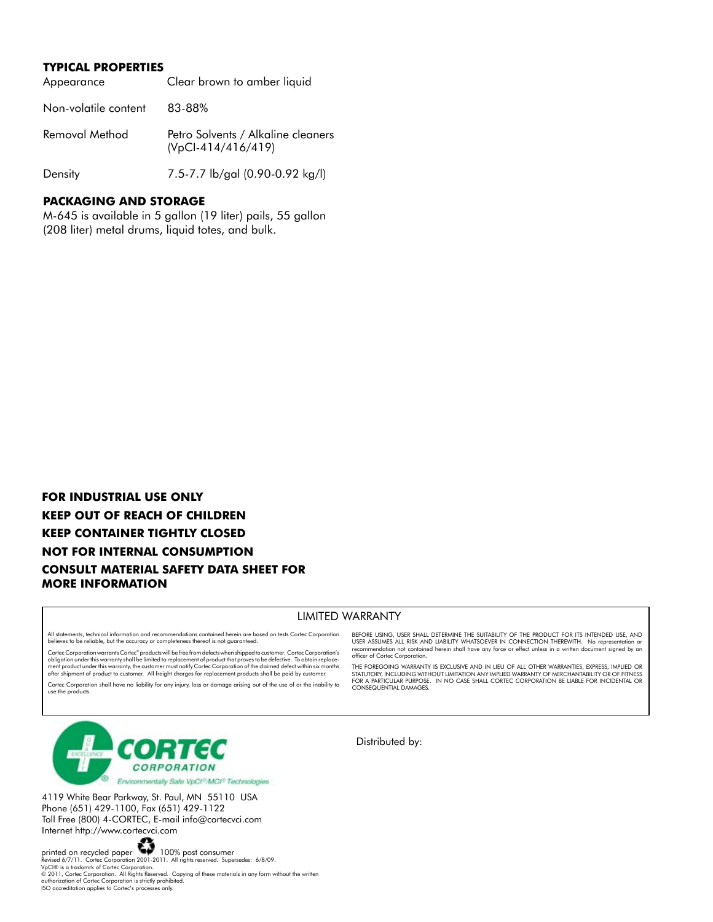### TYPICAL PROPERTIES

| | |
|---|---|
| Appearance | Clear brown to amber liquid |
| Non-volatile content | 83-88% |
| Removal Method | Petro Solvents / Alkaline cleaners (VpCI-414/416/419) |
| Density | 7.5-7.7 lb/gal (0.90-0.92 kg/l) |

### PACKAGING AND STORAGE

M-645 is available in 5 gallon (19 liter) pails, 55 gallon (208 liter) metal drums, liquid totes, and bulk.

**FOR INDUSTRIAL USE ONLY**

**KEEP OUT OF REACH OF CHILDREN**

**KEEP CONTAINER TIGHTLY CLOSED**

**NOT FOR INTERNAL CONSUMPTION**

**CONSULT MATERIAL SAFETY DATA SHEET FOR MORE INFORMATION**

## LIMITED WARRANTY

All statements, technical information and recommendations contained herein are based on tests Cortec Corporation believes to be reliable, but the accuracy or completeness thereof is not guaranteed.

Cortec Corporation warrants Cortec® products will be free from defects when shipped to customer. Cortec Corporation's obligation under this warranty shall be limited to replacement of product that proves to be defective. To obtain replacement product under this warranty, the customer must notify Cortec Corporation of the claimed defect within six months after shipment of product to customer. All freight charges for replacement products shall be paid by customer.

Cortec Corporation shall have no liability for any injury, loss or damage arising out of the use of or the inability to use the products.

BEFORE USING, USER SHALL DETERMINE THE SUITABILITY OF THE PRODUCT FOR ITS INTENDED USE, AND USER ASSUMES ALL RISK AND LIABILITY WHATSOEVER IN CONNECTION THEREWITH. No representation or recommendation not contained herein shall have any force or effect unless in a written document signed by an officer of Cortec Corporation.

THE FOREGOING WARRANTY IS EXCLUSIVE AND IN LIEU OF ALL OTHER WARRANTIES, EXPRESS, IMPLIED OR STATUTORY, INCLUDING WITHOUT LIMITATION ANY IMPLIED WARRANTY OF MERCHANTABILITY OR OF FITNESS FOR A PARTICULAR PURPOSE. IN NO CASE SHALL CORTEC CORPORATION BE LIABLE FOR INCIDENTAL OR CONSEQUENTIAL DAMAGES.

CORTEC CORPORATION

Environmentally Safe VpCI®/MCI® Technologies

4119 White Bear Parkway, St. Paul, MN 55110 USA
Phone (651) 429-1100, Fax (651) 429-1122
Toll Free (800) 4-CORTEC, E-mail info@cortecvci.com
Internet http://www.cortecvci.com

Distributed by:

printed on recycled paper 100% post consumer
Revised 6/7/11. Cortec Corporation 2001-2011. All rights reserved. Supersedes: 6/8/09.
VpCI® is a tradamrk of Cortec Corporation.
© 2011, Cortec Corporation. All Rights Reserved. Copying of these materials in any form without the written authorization of Cortec Corporation is strictly prohibited.
ISO accreditation applies to Cortec's processes only.